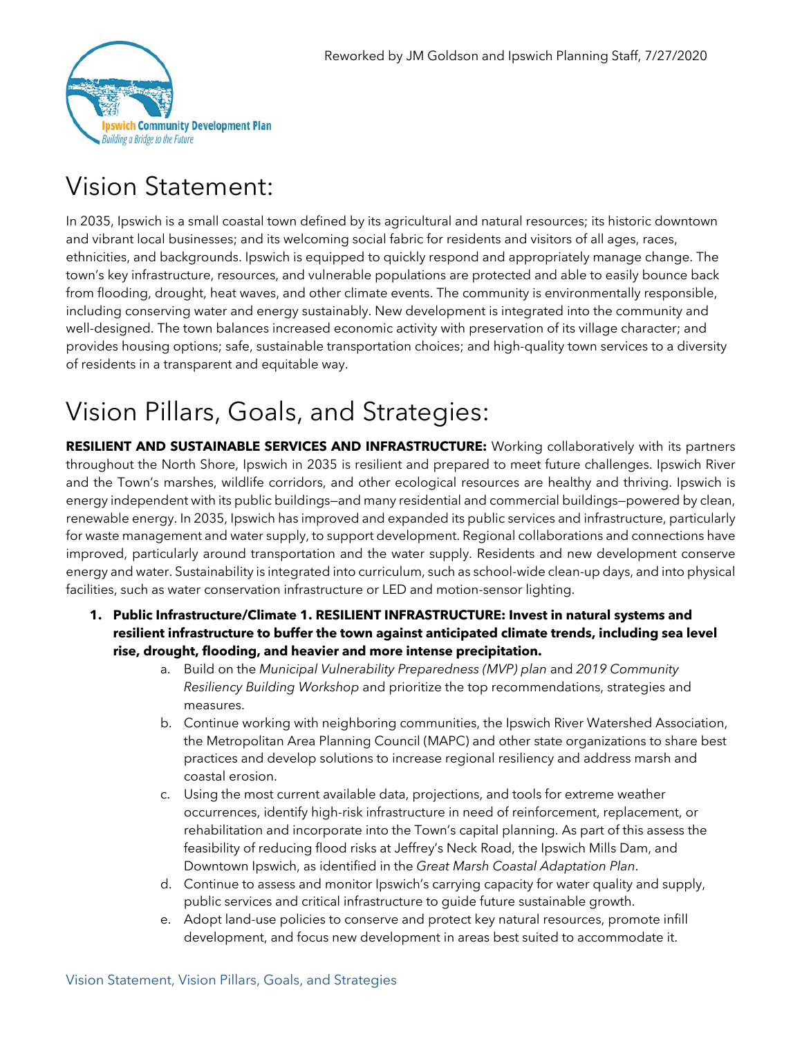Reworked by JM Goldson and Ipswich Planning Staff, 7/27/2020

Ipswich Community Development Plan
*Building a Bridge to the Future*

# Vision Statement:

In 2035, Ipswich is a small coastal town defined by its agricultural and natural resources; its historic downtown and vibrant local businesses; and its welcoming social fabric for residents and visitors of all ages, races, ethnicities, and backgrounds. Ipswich is equipped to quickly respond and appropriately manage change. The town's key infrastructure, resources, and vulnerable populations are protected and able to easily bounce back from flooding, drought, heat waves, and other climate events. The community is environmentally responsible, including conserving water and energy sustainably. New development is integrated into the community and well-designed. The town balances increased economic activity with preservation of its village character; and provides housing options; safe, sustainable transportation choices; and high-quality town services to a diversity of residents in a transparent and equitable way.

# Vision Pillars, Goals, and Strategies:

**RESILIENT AND SUSTAINABLE SERVICES AND INFRASTRUCTURE:** Working collaboratively with its partners throughout the North Shore, Ipswich in 2035 is resilient and prepared to meet future challenges. Ipswich River and the Town's marshes, wildlife corridors, and other ecological resources are healthy and thriving. Ipswich is energy independent with its public buildings—and many residential and commercial buildings—powered by clean, renewable energy. In 2035, Ipswich has improved and expanded its public services and infrastructure, particularly for waste management and water supply, to support development. Regional collaborations and connections have improved, particularly around transportation and the water supply. Residents and new development conserve energy and water. Sustainability is integrated into curriculum, such as school-wide clean-up days, and into physical facilities, such as water conservation infrastructure or LED and motion-sensor lighting.

1. **Public Infrastructure/Climate 1. RESILIENT INFRASTRUCTURE: Invest in natural systems and resilient infrastructure to buffer the town against anticipated climate trends, including sea level rise, drought, flooding, and heavier and more intense precipitation.**
   a. Build on the *Municipal Vulnerability Preparedness (MVP) plan* and *2019 Community Resiliency Building Workshop* and prioritize the top recommendations, strategies and measures.
   b. Continue working with neighboring communities, the Ipswich River Watershed Association, the Metropolitan Area Planning Council (MAPC) and other state organizations to share best practices and develop solutions to increase regional resiliency and address marsh and coastal erosion.
   c. Using the most current available data, projections, and tools for extreme weather occurrences, identify high-risk infrastructure in need of reinforcement, replacement, or rehabilitation and incorporate into the Town's capital planning. As part of this assess the feasibility of reducing flood risks at Jeffrey's Neck Road, the Ipswich Mills Dam, and Downtown Ipswich, as identified in the *Great Marsh Coastal Adaptation Plan*.
   d. Continue to assess and monitor Ipswich's carrying capacity for water quality and supply, public services and critical infrastructure to guide future sustainable growth.
   e. Adopt land-use policies to conserve and protect key natural resources, promote infill development, and focus new development in areas best suited to accommodate it.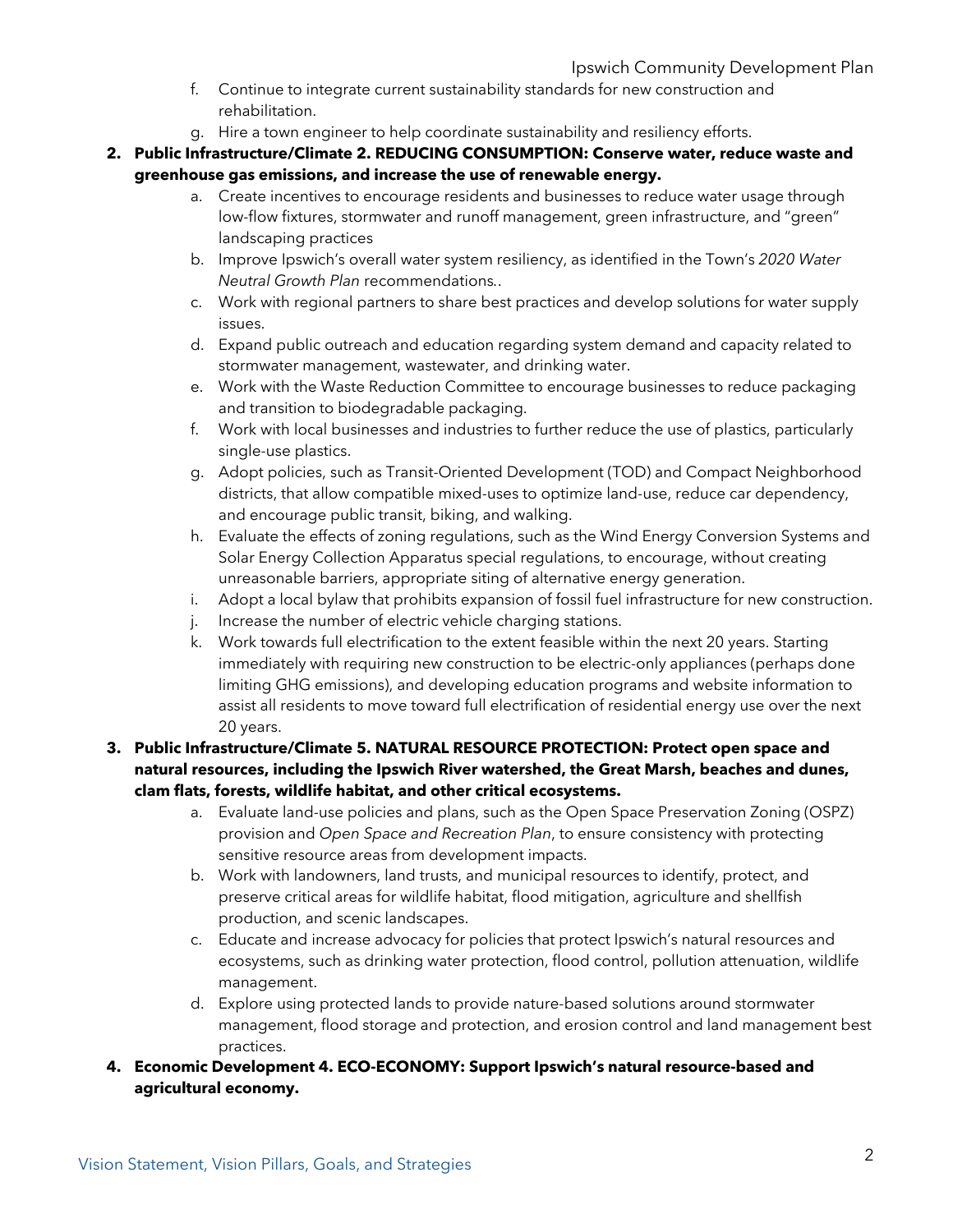f. Continue to integrate current sustainability standards for new construction and rehabilitation.
   g. Hire a town engineer to help coordinate sustainability and resiliency efforts.

2. **Public Infrastructure/Climate 2. REDUCING CONSUMPTION: Conserve water, reduce waste and greenhouse gas emissions, and increase the use of renewable energy.**
   a. Create incentives to encourage residents and businesses to reduce water usage through low-flow fixtures, stormwater and runoff management, green infrastructure, and "green" landscaping practices
   b. Improve Ipswich's overall water system resiliency, as identified in the Town's *2020 Water Neutral Growth Plan* recommendations..
   c. Work with regional partners to share best practices and develop solutions for water supply issues.
   d. Expand public outreach and education regarding system demand and capacity related to stormwater management, wastewater, and drinking water.
   e. Work with the Waste Reduction Committee to encourage businesses to reduce packaging and transition to biodegradable packaging.
   f. Work with local businesses and industries to further reduce the use of plastics, particularly single-use plastics.
   g. Adopt policies, such as Transit-Oriented Development (TOD) and Compact Neighborhood districts, that allow compatible mixed-uses to optimize land-use, reduce car dependency, and encourage public transit, biking, and walking.
   h. Evaluate the effects of zoning regulations, such as the Wind Energy Conversion Systems and Solar Energy Collection Apparatus special regulations, to encourage, without creating unreasonable barriers, appropriate siting of alternative energy generation.
   i. Adopt a local bylaw that prohibits expansion of fossil fuel infrastructure for new construction.
   j. Increase the number of electric vehicle charging stations.
   k. Work towards full electrification to the extent feasible within the next 20 years. Starting immediately with requiring new construction to be electric-only appliances (perhaps done limiting GHG emissions), and developing education programs and website information to assist all residents to move toward full electrification of residential energy use over the next 20 years.

3. **Public Infrastructure/Climate 5. NATURAL RESOURCE PROTECTION: Protect open space and natural resources, including the Ipswich River watershed, the Great Marsh, beaches and dunes, clam flats, forests, wildlife habitat, and other critical ecosystems.**
   a. Evaluate land-use policies and plans, such as the Open Space Preservation Zoning (OSPZ) provision and *Open Space and Recreation Plan*, to ensure consistency with protecting sensitive resource areas from development impacts.
   b. Work with landowners, land trusts, and municipal resources to identify, protect, and preserve critical areas for wildlife habitat, flood mitigation, agriculture and shellfish production, and scenic landscapes.
   c. Educate and increase advocacy for policies that protect Ipswich's natural resources and ecosystems, such as drinking water protection, flood control, pollution attenuation, wildlife management.
   d. Explore using protected lands to provide nature-based solutions around stormwater management, flood storage and protection, and erosion control and land management best practices.

4. **Economic Development 4. ECO-ECONOMY: Support Ipswich's natural resource-based and agricultural economy.**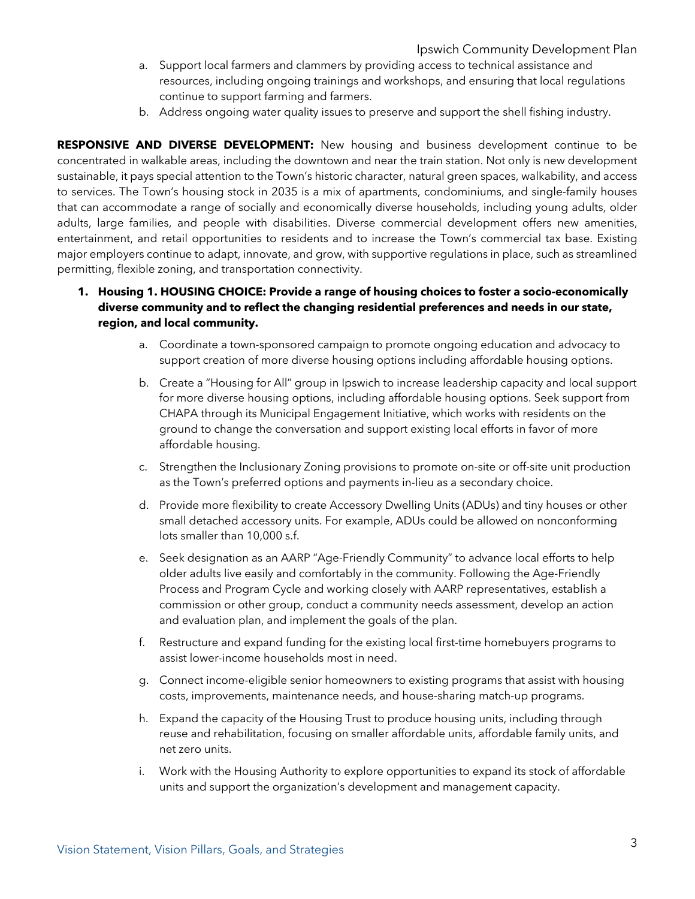a. Support local farmers and clammers by providing access to technical assistance and resources, including ongoing trainings and workshops, and ensuring that local regulations continue to support farming and farmers.
b. Address ongoing water quality issues to preserve and support the shell fishing industry.

**RESPONSIVE AND DIVERSE DEVELOPMENT:** New housing and business development continue to be concentrated in walkable areas, including the downtown and near the train station. Not only is new development sustainable, it pays special attention to the Town's historic character, natural green spaces, walkability, and access to services. The Town's housing stock in 2035 is a mix of apartments, condominiums, and single-family houses that can accommodate a range of socially and economically diverse households, including young adults, older adults, large families, and people with disabilities. Diverse commercial development offers new amenities, entertainment, and retail opportunities to residents and to increase the Town's commercial tax base. Existing major employers continue to adapt, innovate, and grow, with supportive regulations in place, such as streamlined permitting, flexible zoning, and transportation connectivity.

1. **Housing 1. HOUSING CHOICE: Provide a range of housing choices to foster a socio-economically diverse community and to reflect the changing residential preferences and needs in our state, region, and local community.**
    a. Coordinate a town-sponsored campaign to promote ongoing education and advocacy to support creation of more diverse housing options including affordable housing options.
    b. Create a "Housing for All" group in Ipswich to increase leadership capacity and local support for more diverse housing options, including affordable housing options. Seek support from CHAPA through its Municipal Engagement Initiative, which works with residents on the ground to change the conversation and support existing local efforts in favor of more affordable housing.
    c. Strengthen the Inclusionary Zoning provisions to promote on-site or off-site unit production as the Town's preferred options and payments in-lieu as a secondary choice.
    d. Provide more flexibility to create Accessory Dwelling Units (ADUs) and tiny houses or other small detached accessory units. For example, ADUs could be allowed on nonconforming lots smaller than 10,000 s.f.
    e. Seek designation as an AARP "Age-Friendly Community" to advance local efforts to help older adults live easily and comfortably in the community. Following the Age-Friendly Process and Program Cycle and working closely with AARP representatives, establish a commission or other group, conduct a community needs assessment, develop an action and evaluation plan, and implement the goals of the plan.
    f. Restructure and expand funding for the existing local first-time homebuyers programs to assist lower-income households most in need.
    g. Connect income-eligible senior homeowners to existing programs that assist with housing costs, improvements, maintenance needs, and house-sharing match-up programs.
    h. Expand the capacity of the Housing Trust to produce housing units, including through reuse and rehabilitation, focusing on smaller affordable units, affordable family units, and net zero units.
    i. Work with the Housing Authority to explore opportunities to expand its stock of affordable units and support the organization's development and management capacity.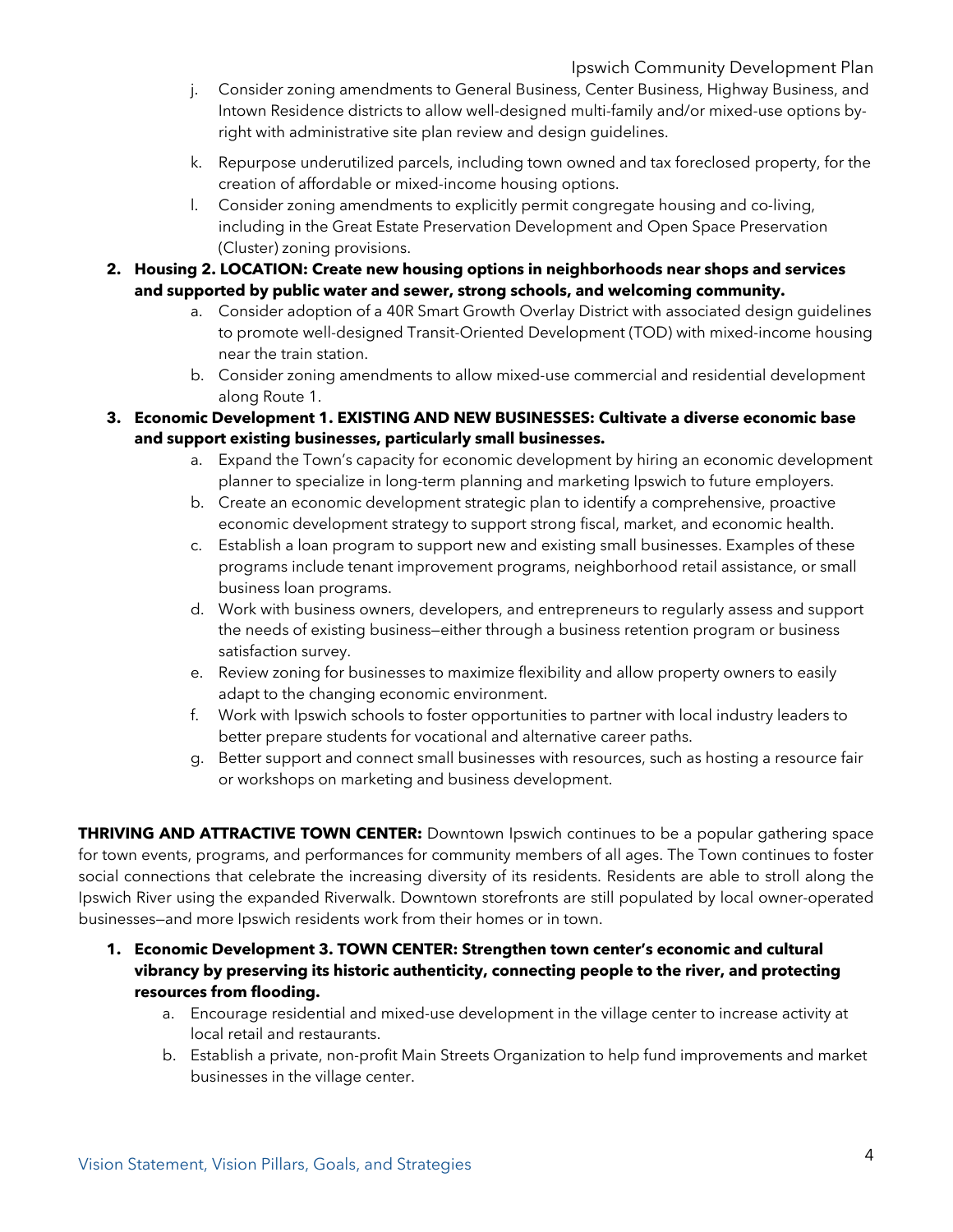j. Consider zoning amendments to General Business, Center Business, Highway Business, and Intown Residence districts to allow well-designed multi-family and/or mixed-use options by-right with administrative site plan review and design guidelines.

k. Repurpose underutilized parcels, including town owned and tax foreclosed property, for the creation of affordable or mixed-income housing options.

l. Consider zoning amendments to explicitly permit congregate housing and co-living, including in the Great Estate Preservation Development and Open Space Preservation (Cluster) zoning provisions.

2. **Housing 2. LOCATION: Create new housing options in neighborhoods near shops and services and supported by public water and sewer, strong schools, and welcoming community.**
   a. Consider adoption of a 40R Smart Growth Overlay District with associated design guidelines to promote well-designed Transit-Oriented Development (TOD) with mixed-income housing near the train station.
   b. Consider zoning amendments to allow mixed-use commercial and residential development along Route 1.
3. **Economic Development 1. EXISTING AND NEW BUSINESSES: Cultivate a diverse economic base and support existing businesses, particularly small businesses.**
   a. Expand the Town's capacity for economic development by hiring an economic development planner to specialize in long-term planning and marketing Ipswich to future employers.
   b. Create an economic development strategic plan to identify a comprehensive, proactive economic development strategy to support strong fiscal, market, and economic health.
   c. Establish a loan program to support new and existing small businesses. Examples of these programs include tenant improvement programs, neighborhood retail assistance, or small business loan programs.
   d. Work with business owners, developers, and entrepreneurs to regularly assess and support the needs of existing business—either through a business retention program or business satisfaction survey.
   e. Review zoning for businesses to maximize flexibility and allow property owners to easily adapt to the changing economic environment.
   f. Work with Ipswich schools to foster opportunities to partner with local industry leaders to better prepare students for vocational and alternative career paths.
   g. Better support and connect small businesses with resources, such as hosting a resource fair or workshops on marketing and business development.

**THRIVING AND ATTRACTIVE TOWN CENTER:** Downtown Ipswich continues to be a popular gathering space for town events, programs, and performances for community members of all ages. The Town continues to foster social connections that celebrate the increasing diversity of its residents. Residents are able to stroll along the Ipswich River using the expanded Riverwalk. Downtown storefronts are still populated by local owner-operated businesses—and more Ipswich residents work from their homes or in town.

1. **Economic Development 3. TOWN CENTER: Strengthen town center's economic and cultural vibrancy by preserving its historic authenticity, connecting people to the river, and protecting resources from flooding.**
   a. Encourage residential and mixed-use development in the village center to increase activity at local retail and restaurants.
   b. Establish a private, non-profit Main Streets Organization to help fund improvements and market businesses in the village center.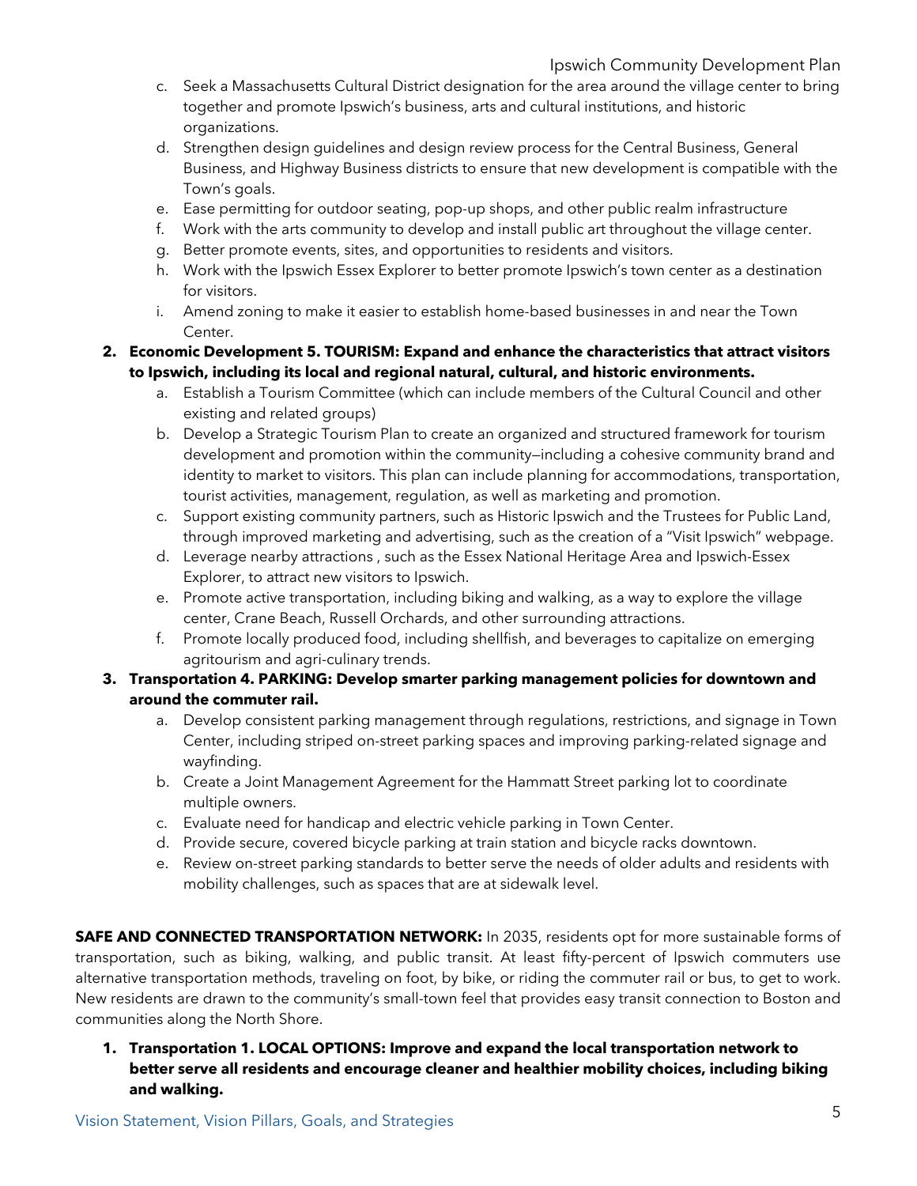c. Seek a Massachusetts Cultural District designation for the area around the village center to bring together and promote Ipswich's business, arts and cultural institutions, and historic organizations.
d. Strengthen design guidelines and design review process for the Central Business, General Business, and Highway Business districts to ensure that new development is compatible with the Town's goals.
e. Ease permitting for outdoor seating, pop-up shops, and other public realm infrastructure
f. Work with the arts community to develop and install public art throughout the village center.
g. Better promote events, sites, and opportunities to residents and visitors.
h. Work with the Ipswich Essex Explorer to better promote Ipswich's town center as a destination for visitors.
i. Amend zoning to make it easier to establish home-based businesses in and near the Town Center.

2. **Economic Development 5. TOURISM: Expand and enhance the characteristics that attract visitors to Ipswich, including its local and regional natural, cultural, and historic environments.**
   a. Establish a Tourism Committee (which can include members of the Cultural Council and other existing and related groups)
   b. Develop a Strategic Tourism Plan to create an organized and structured framework for tourism development and promotion within the community—including a cohesive community brand and identity to market to visitors. This plan can include planning for accommodations, transportation, tourist activities, management, regulation, as well as marketing and promotion.
   c. Support existing community partners, such as Historic Ipswich and the Trustees for Public Land, through improved marketing and advertising, such as the creation of a "Visit Ipswich" webpage.
   d. Leverage nearby attractions , such as the Essex National Heritage Area and Ipswich-Essex Explorer, to attract new visitors to Ipswich.
   e. Promote active transportation, including biking and walking, as a way to explore the village center, Crane Beach, Russell Orchards, and other surrounding attractions.
   f. Promote locally produced food, including shellfish, and beverages to capitalize on emerging agritourism and agri-culinary trends.

3. **Transportation 4. PARKING: Develop smarter parking management policies for downtown and around the commuter rail.**
   a. Develop consistent parking management through regulations, restrictions, and signage in Town Center, including striped on-street parking spaces and improving parking-related signage and wayfinding.
   b. Create a Joint Management Agreement for the Hammatt Street parking lot to coordinate multiple owners.
   c. Evaluate need for handicap and electric vehicle parking in Town Center.
   d. Provide secure, covered bicycle parking at train station and bicycle racks downtown.
   e. Review on-street parking standards to better serve the needs of older adults and residents with mobility challenges, such as spaces that are at sidewalk level.

**SAFE AND CONNECTED TRANSPORTATION NETWORK:** In 2035, residents opt for more sustainable forms of transportation, such as biking, walking, and public transit. At least fifty-percent of Ipswich commuters use alternative transportation methods, traveling on foot, by bike, or riding the commuter rail or bus, to get to work. New residents are drawn to the community's small-town feel that provides easy transit connection to Boston and communities along the North Shore.

1. **Transportation 1. LOCAL OPTIONS: Improve and expand the local transportation network to better serve all residents and encourage cleaner and healthier mobility choices, including biking and walking.**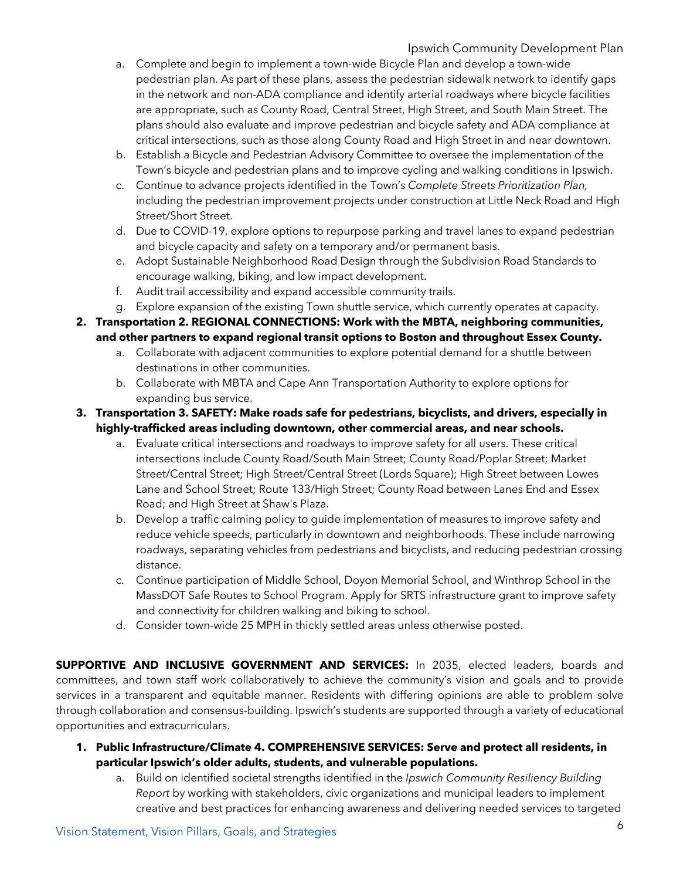a. Complete and begin to implement a town-wide Bicycle Plan and develop a town-wide pedestrian plan. As part of these plans, assess the pedestrian sidewalk network to identify gaps in the network and non-ADA compliance and identify arterial roadways where bicycle facilities are appropriate, such as County Road, Central Street, High Street, and South Main Street. The plans should also evaluate and improve pedestrian and bicycle safety and ADA compliance at critical intersections, such as those along County Road and High Street in and near downtown.
   b. Establish a Bicycle and Pedestrian Advisory Committee to oversee the implementation of the Town's bicycle and pedestrian plans and to improve cycling and walking conditions in Ipswich.
   c. Continue to advance projects identified in the Town's *Complete Streets Prioritization Plan,* including the pedestrian improvement projects under construction at Little Neck Road and High Street/Short Street.
   d. Due to COVID-19, explore options to repurpose parking and travel lanes to expand pedestrian and bicycle capacity and safety on a temporary and/or permanent basis.
   e. Adopt Sustainable Neighborhood Road Design through the Subdivision Road Standards to encourage walking, biking, and low impact development.
   f. Audit trail accessibility and expand accessible community trails.
   g. Explore expansion of the existing Town shuttle service, which currently operates at capacity.

2. **Transportation 2. REGIONAL CONNECTIONS: Work with the MBTA, neighboring communities, and other partners to expand regional transit options to Boston and throughout Essex County.**
   a. Collaborate with adjacent communities to explore potential demand for a shuttle between destinations in other communities.
   b. Collaborate with MBTA and Cape Ann Transportation Authority to explore options for expanding bus service.

3. **Transportation 3. SAFETY: Make roads safe for pedestrians, bicyclists, and drivers, especially in highly-trafficked areas including downtown, other commercial areas, and near schools.**
   a. Evaluate critical intersections and roadways to improve safety for all users. These critical intersections include County Road/South Main Street; County Road/Poplar Street; Market Street/Central Street; High Street/Central Street (Lords Square); High Street between Lowes Lane and School Street; Route 133/High Street; County Road between Lanes End and Essex Road; and High Street at Shaw's Plaza.
   b. Develop a traffic calming policy to guide implementation of measures to improve safety and reduce vehicle speeds, particularly in downtown and neighborhoods. These include narrowing roadways, separating vehicles from pedestrians and bicyclists, and reducing pedestrian crossing distance.
   c. Continue participation of Middle School, Doyon Memorial School, and Winthrop School in the MassDOT Safe Routes to School Program. Apply for SRTS infrastructure grant to improve safety and connectivity for children walking and biking to school.
   d. Consider town-wide 25 MPH in thickly settled areas unless otherwise posted.

**SUPPORTIVE AND INCLUSIVE GOVERNMENT AND SERVICES:** In 2035, elected leaders, boards and committees, and town staff work collaboratively to achieve the community's vision and goals and to provide services in a transparent and equitable manner. Residents with differing opinions are able to problem solve through collaboration and consensus-building. Ipswich's students are supported through a variety of educational opportunities and extracurriculars.

1. **Public Infrastructure/Climate 4. COMPREHENSIVE SERVICES: Serve and protect all residents, in particular Ipswich's older adults, students, and vulnerable populations.**
   a. Build on identified societal strengths identified in the *Ipswich Community Resiliency Building Report* by working with stakeholders, civic organizations and municipal leaders to implement creative and best practices for enhancing awareness and delivering needed services to targeted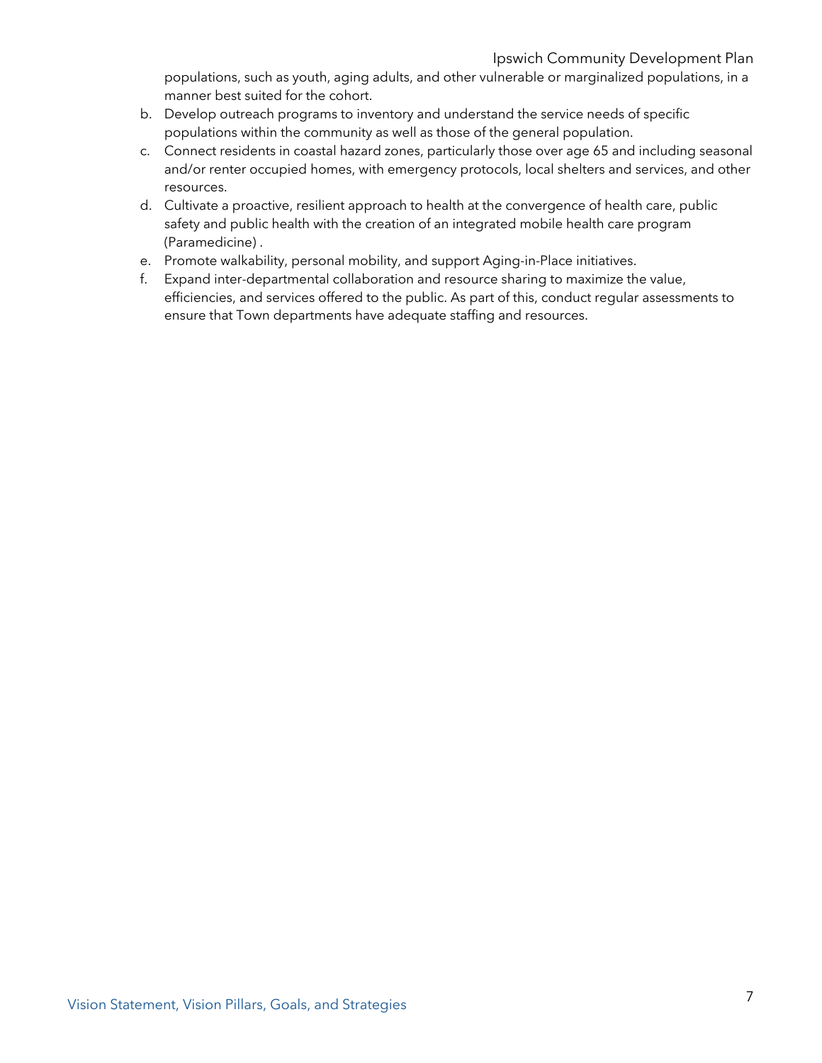populations, such as youth, aging adults, and other vulnerable or marginalized populations, in a manner best suited for the cohort.

b. Develop outreach programs to inventory and understand the service needs of specific populations within the community as well as those of the general population.
c. Connect residents in coastal hazard zones, particularly those over age 65 and including seasonal and/or renter occupied homes, with emergency protocols, local shelters and services, and other resources.
d. Cultivate a proactive, resilient approach to health at the convergence of health care, public safety and public health with the creation of an integrated mobile health care program (Paramedicine) .
e. Promote walkability, personal mobility, and support Aging-in-Place initiatives.
f. Expand inter-departmental collaboration and resource sharing to maximize the value, efficiencies, and services offered to the public. As part of this, conduct regular assessments to ensure that Town departments have adequate staffing and resources.